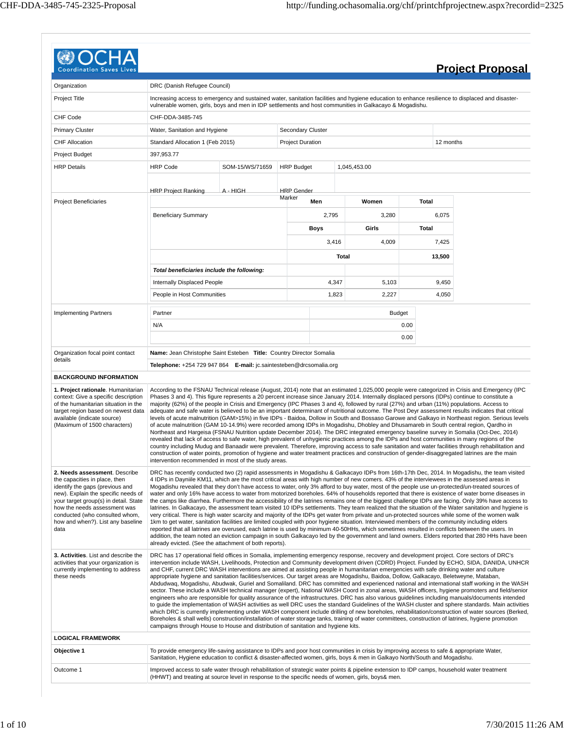# Project Proposal

| | | | | |
|---|---|---|---|---|
| Organization | DRC (Danish Refugee Council) | | | |
| Project Title | Increasing access to emergency and sustained water, sanitation facilities and hygiene education to enhance resilience to displaced and disaster-vulnerable women, girls, boys and men in IDP settlements and host communities in Galkacayo & Mogadishu. | | | |
| CHF Code | CHF-DDA-3485-745 | | | |
| Primary Cluster | Water, Sanitation and Hygiene | Secondary Cluster | | |
| CHF Allocation | Standard Allocation 1 (Feb 2015) | Project Duration | 12 months | |
| Project Budget | 397,953.77 | | | |
| HRP Details | HRP Code: SOM-15/WS/71659 | HRP Budget: 1,045,453.00 | | |
| | HRP Project Ranking: A - HIGH | HRP Gender Marker | | |

**Project Beneficiaries**

| | Men | Women | Total |
|---|---|---|---|
| Beneficiary Summary | 2,795 | 3,280 | 6,075 |
| | **Boys** | **Girls** | **Total** |
| | 3,416 | 4,009 | 7,425 |
| | | **Total** | **13,500** |
| ***Total beneficiaries include the following:*** | | | |
| Internally Displaced People | 4,347 | 5,103 | 9,450 |
| People in Host Communities | 1,823 | 2,227 | 4,050 |

**Implementing Partners**

| Partner | Budget |
|---|---|
| N/A | 0.00 |
| | 0.00 |

**Organization focal point contact details**

**Name:** Jean Christophe Saint Esteben **Title:** Country Director Somalia

**Telephone:** +254 729 947 864 **E-mail:** jc.saintesteben@drcsomalia.org

## BACKGROUND INFORMATION

| | |
|---|---|
| **1. Project rationale**. Humanitarian context: Give a specific description of the humanitarian situation in the target region based on newest data available (indicate source) (Maximum of 1500 characters) | According to the FSNAU Technical release (August, 2014) note that an estimated 1,025,000 people were categorized in Crisis and Emergency (IPC Phases 3 and 4). This figure represents a 20 percent increase since January 2014. Internally displaced persons (IDPs) continue to constitute a majority (62%) of the people in Crisis and Emergency (IPC Phases 3 and 4), followed by rural (27%) and urban (11%) populations. Access to adequate and safe water is believed to be an important determinant of nutritional outcome. The Post Deyr assessment results indicates that critical levels of acute malnutrition (GAM>15%) in five IDPs - Baidoa, Dollow in South and Bossaso Garowe and Galkayo in Northeast region. Serious levels of acute malnutrition (GAM 10-14.9%) were recorded among IDPs in Mogadishu, Dhobley and Dhusamareb in South central region, Qardho in Northeast and Hargeisa (FSNAU Nutrition update December 2014). The DRC integrated emergency baseline survey in Somalia (Oct-Dec, 2014) revealed that lack of access to safe water, high prevalent of unhygienic practices among the IDPs and host communities in many regions of the country including Mudug and Banaadir were prevalent. Therefore, improving access to safe sanitation and water facilities through rehabilitation and construction of water points, promotion of hygiene and water treatment practices and construction of gender-disaggregated latrines are the main intervention recommended in most of the study areas. |
| **2. Needs assessment**. Describe the capacities in place, then identify the gaps (previous and new). Explain the specific needs of your target group(s) in detail. State how the needs assessment was conducted (who consulted whom, how and when?). List any baseline data | DRC has recently conducted two (2) rapid assessments in Mogadishu & Galkacayo IDPs from 16th-17th Dec, 2014. In Mogadishu, the team visited 4 IDPs in Dayniile KM11, which are the most critical areas with high number of new comers. 43% of the interviewees in the assessed areas in Mogadishu revealed that they don't have access to water, only 3% afford to buy water, most of the people use un-protected/un-treated sources of water and only 16% have access to water from motorized boreholes. 64% of households reported that there is existence of water borne diseases in the camps like diarrhea. Furthermore the accessibility of the latrines remains one of the biggest challenge IDPs are facing. Only 39% have access to latrines. In Galkacayo, the assessment team visited 10 IDPs settlements. They team realized that the situation of the Water sanitation and hygiene is very critical. There is high water scarcity and majority of the IDPs get water from private and un-protected sources while some of the women walk 1km to get water, sanitation facilities are limited coupled with poor hygiene situation. Interviewed members of the community including elders reported that all latrines are overused, each latrine is used by minimum 40-50HHs, which sometimes resulted in conflicts between the users. In addition, the team noted an eviction campaign in south Galkacayo led by the government and land owners. Elders reported that 280 HHs have been already evicted. (See the attachment of both reports). |
| **3. Activities**. List and describe the activities that your organization is currently implementing to address these needs | DRC has 17 operational field offices in Somalia, implementing emergency response, recovery and development project. Core sectors of DRC's intervention include WASH, Livelihoods, Protection and Community development driven (CDRD) Project. Funded by ECHO, SIDA, DANIDA, UNHCR and CHF, current DRC WASH interventions are aimed at assisting people in humanitarian emergencies with safe drinking water and culture appropriate hygiene and sanitation facilities/services. Our target areas are Mogadishu, Baidoa, Dollow, Galkacayo, Beletweyne, Mataban, Abdudwaq, Mogadishu, Abudwak, Guriel and Somaliland. DRC has committed and experienced national and international staff working in the WASH sector. These include a WASH technical manager (expert), National WASH Coord in zonal areas, WASH officers, hygiene promoters and field/senior engineers who are responsible for quality assurance of the infrastructures. DRC has also various guidelines including manuals/documents intended to guide the implementation of WASH activities as well DRC uses the standard Guidelines of the WASH cluster and sphere standards. Main activities which DRC is currently implementing under WASH component include drilling of new boreholes, rehabilitation/construction of water sources (Berked, Boreholes & shall wells) construction/installation of water storage tanks, training of water committees, construction of latrines, hygiene promotion campaigns through House to House and distribution of sanitation and hygiene kits. |

## LOGICAL FRAMEWORK

| | |
|---|---|
| **Objective 1** | To provide emergency life-saving assistance to IDPs and poor host communities in crisis by improving access to safe & appropriate Water, Sanitation, Hygiene education to conflict & disaster-affected women, girls, boys & men in Galkayo North/South and Mogadishu. |
| Outcome 1 | Improved access to safe water through rehabilitation of strategic water points & pipeline extension to IDP camps, household water treatment (HHWT) and treating at source level in response to the specific needs of women, girls, boys& men. |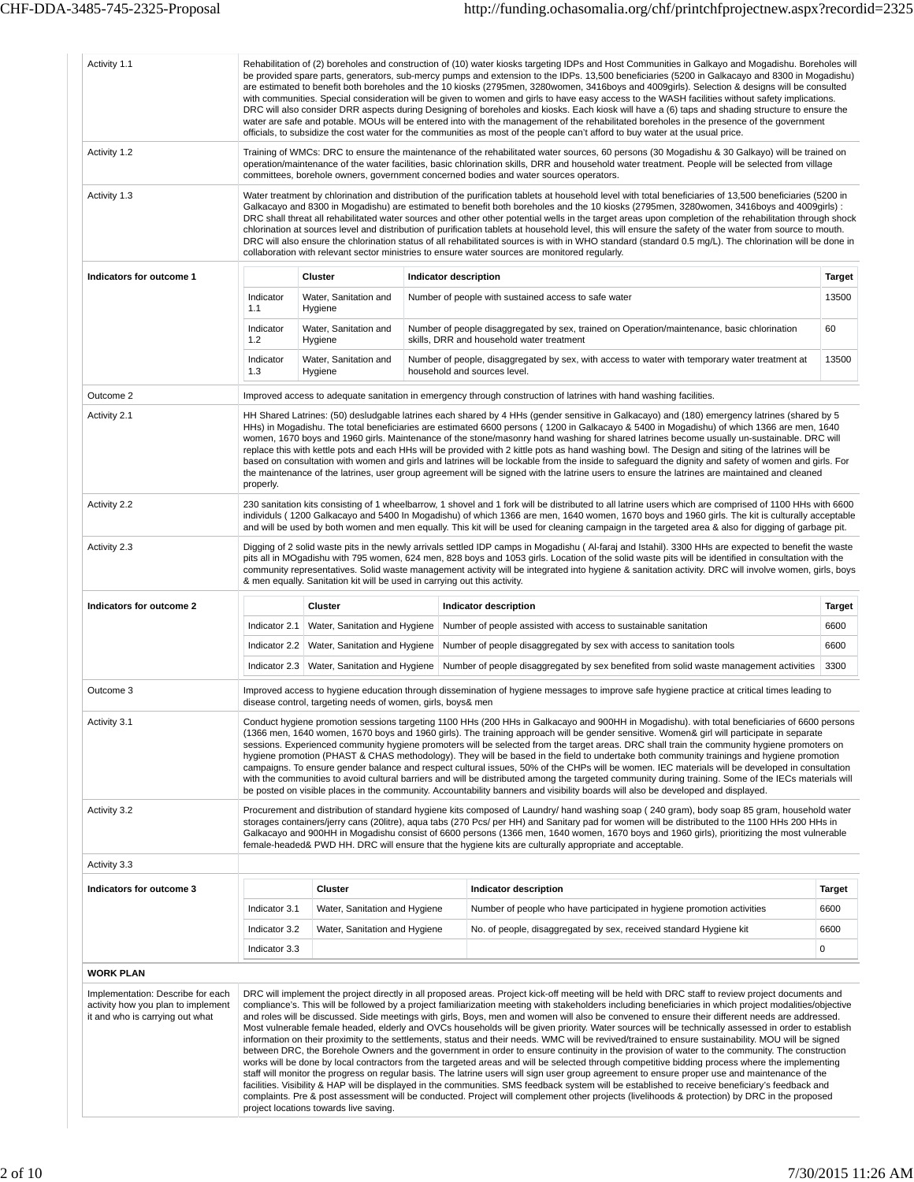| | |
|---|---|
| Activity 1.1 | Rehabilitation of (2) boreholes and construction of (10) water kiosks targeting IDPs and Host Communities in Galkayo and Mogadishu. Boreholes will be provided spare parts, generators, sub-mercy pumps and extension to the IDPs. 13,500 beneficiaries (5200 in Galkacayo and 8300 in Mogadishu) are estimated to benefit both boreholes and the 10 kiosks (2795men, 3280women, 3416boys and 4009girls). Selection & designs will be consulted with communities. Special consideration will be given to women and girls to have easy access to the WASH facilities without safety implications. DRC will also consider DRR aspects during Designing of boreholes and kiosks. Each kiosk will have a (6) taps and shading structure to ensure the water are safe and potable. MOUs will be entered into with the management of the rehabilitated boreholes in the presence of the government officials, to subsidize the cost water for the communities as most of the people can't afford to buy water at the usual price. |
| Activity 1.2 | Training of WMCs: DRC to ensure the maintenance of the rehabilitated water sources, 60 persons (30 Mogadishu & 30 Galkayo) will be trained on operation/maintenance of the water facilities, basic chlorination skills, DRR and household water treatment. People will be selected from village committees, borehole owners, government concerned bodies and water sources operators. |
| Activity 1.3 | Water treatment by chlorination and distribution of the purification tablets at household level with total beneficiaries of 13,500 beneficiaries (5200 in Galkacayo and 8300 in Mogadishu) are estimated to benefit both boreholes and the 10 kiosks (2795men, 3280women, 3416boys and 4009girls) : DRC shall threat all rehabilitated water sources and other other potential wells in the target areas upon completion of the rehabilitation through shock chlorination at sources level and distribution of purification tablets at household level, this will ensure the safety of the water from source to mouth. DRC will also ensure the chlorination status of all rehabilitated sources is with in WHO standard (standard 0.5 mg/L). The chlorination will be done in collaboration with relevant sector ministries to ensure water sources are monitored regularly. |

**Indicators for outcome 1**

| | Cluster | Indicator description | Target |
|---|---|---|---|
| Indicator 1.1 | Water, Sanitation and Hygiene | Number of people with sustained access to safe water | 13500 |
| Indicator 1.2 | Water, Sanitation and Hygiene | Number of people disaggregated by sex, trained on Operation/maintenance, basic chlorination skills, DRR and household water treatment | 60 |
| Indicator 1.3 | Water, Sanitation and Hygiene | Number of people, disaggregated by sex, with access to water with temporary water treatment at household and sources level. | 13500 |

| | |
|---|---|
| Outcome 2 | Improved access to adequate sanitation in emergency through construction of latrines with hand washing facilities. |
| Activity 2.1 | HH Shared Latrines: (50) desludgable latrines each shared by 4 HHs (gender sensitive in Galkacayo) and (180) emergency latrines (shared by 5 HHs) in Mogadishu. The total beneficiaries are estimated 6600 persons ( 1200 in Galkacayo & 5400 in Mogadishu) of which 1366 are men, 1640 women, 1670 boys and 1960 girls. Maintenance of the stone/masonry hand washing for shared latrines become usually un-sustainable. DRC will replace this with kettle pots and each HHs will be provided with 2 kettle pots as hand washing bowl. The Design and siting of the latrines will be based on consultation with women and girls and latrines will be lockable from the inside to safeguard the dignity and safety of women and girls. For the maintenance of the latrines, user group agreement will be signed with the latrine users to ensure the latrines are maintained and cleaned properly. |
| Activity 2.2 | 230 sanitation kits consisting of 1 wheelbarrow, 1 shovel and 1 fork will be distributed to all latrine users which are comprised of 1100 HHs with 6600 individuls ( 1200 Galkacayo and 5400 In Mogadishu) of which 1366 are men, 1640 women, 1670 boys and 1960 girls. The kit is culturally acceptable and will be used by both women and men equally. This kit will be used for cleaning campaign in the targeted area & also for digging of garbage pit. |
| Activity 2.3 | Digging of 2 solid waste pits in the newly arrivals settled IDP camps in Mogadishu ( Al-faraj and Istahil). 3300 HHs are expected to benefit the waste pits all in MOgadishu with 795 women, 624 men, 828 boys and 1053 girls. Location of the solid waste pits will be identified in consultation with the community representatives. Solid waste management activity will be integrated into hygiene & sanitation activity. DRC will involve women, girls, boys & men equally. Sanitation kit will be used in carrying out this activity. |

**Indicators for outcome 2**

| | Cluster | Indicator description | Target |
|---|---|---|---|
| Indicator 2.1 | Water, Sanitation and Hygiene | Number of people assisted with access to sustainable sanitation | 6600 |
| Indicator 2.2 | Water, Sanitation and Hygiene | Number of people disaggregated by sex with access to sanitation tools | 6600 |
| Indicator 2.3 | Water, Sanitation and Hygiene | Number of people disaggregated by sex benefited from solid waste management activities | 3300 |

| | |
|---|---|
| Outcome 3 | Improved access to hygiene education through dissemination of hygiene messages to improve safe hygiene practice at critical times leading to disease control, targeting needs of women, girls, boys& men |
| Activity 3.1 | Conduct hygiene promotion sessions targeting 1100 HHs (200 HHs in Galkacayo and 900HH in Mogadishu). with total beneficiaries of 6600 persons (1366 men, 1640 women, 1670 boys and 1960 girls). The training approach will be gender sensitive. Women& girl will participate in separate sessions. Experienced community hygiene promoters will be selected from the target areas. DRC shall train the community hygiene promoters on hygiene promotion (PHAST & CHAS methodology). They will be based in the field to undertake both community trainings and hygiene promotion campaigns. To ensure gender balance and respect cultural issues, 50% of the CHPs will be women. IEC materials will be developed in consultation with the communities to avoid cultural barriers and will be distributed among the targeted community during training. Some of the IECs materials will be posted on visible places in the community. Accountability banners and visibility boards will also be developed and displayed. |
| Activity 3.2 | Procurement and distribution of standard hygiene kits composed of Laundry/ hand washing soap ( 240 gram), body soap 85 gram, household water storages containers/jerry cans (20litre), aqua tabs (270 Pcs/ per HH) and Sanitary pad for women will be distributed to the 1100 HHs 200 HHs in Galkacayo and 900HH in Mogadishu consist of 6600 persons (1366 men, 1640 women, 1670 boys and 1960 girls), prioritizing the most vulnerable female-headed& PWD HH. DRC will ensure that the hygiene kits are culturally appropriate and acceptable. |
| Activity 3.3 | |

**Indicators for outcome 3**

| | Cluster | Indicator description | Target |
|---|---|---|---|
| Indicator 3.1 | Water, Sanitation and Hygiene | Number of people who have participated in hygiene promotion activities | 6600 |
| Indicator 3.2 | Water, Sanitation and Hygiene | No. of people, disaggregated by sex, received standard Hygiene kit | 6600 |
| Indicator 3.3 | | | 0 |

**WORK PLAN**

| | |
|---|---|
| Implementation: Describe for each activity how you plan to implement it and who is carrying out what | DRC will implement the project directly in all proposed areas. Project kick-off meeting will be held with DRC staff to review project documents and compliance's. This will be followed by a project familiarization meeting with stakeholders including beneficiaries in which project modalities/objective and roles will be discussed. Side meetings with girls, Boys, men and women will also be convened to ensure their different needs are addressed. Most vulnerable female headed, elderly and OVCs households will be given priority. Water sources will be technically assessed in order to establish information on their proximity to the settlements, status and their needs. WMC will be revived/trained to ensure sustainability. MOU will be signed between DRC, the Borehole Owners and the government in order to ensure continuity in the provision of water to the community. The construction works will be done by local contractors from the targeted areas and will be selected through competitive bidding process where the implementing staff will monitor the progress on regular basis. The latrine users will sign user group agreement to ensure proper use and maintenance of the facilities. Visibility & HAP will be displayed in the communities. SMS feedback system will be established to receive beneficiary's feedback and complaints. Pre & post assessment will be conducted. Project will complement other projects (livelihoods & protection) by DRC in the proposed project locations towards live saving. |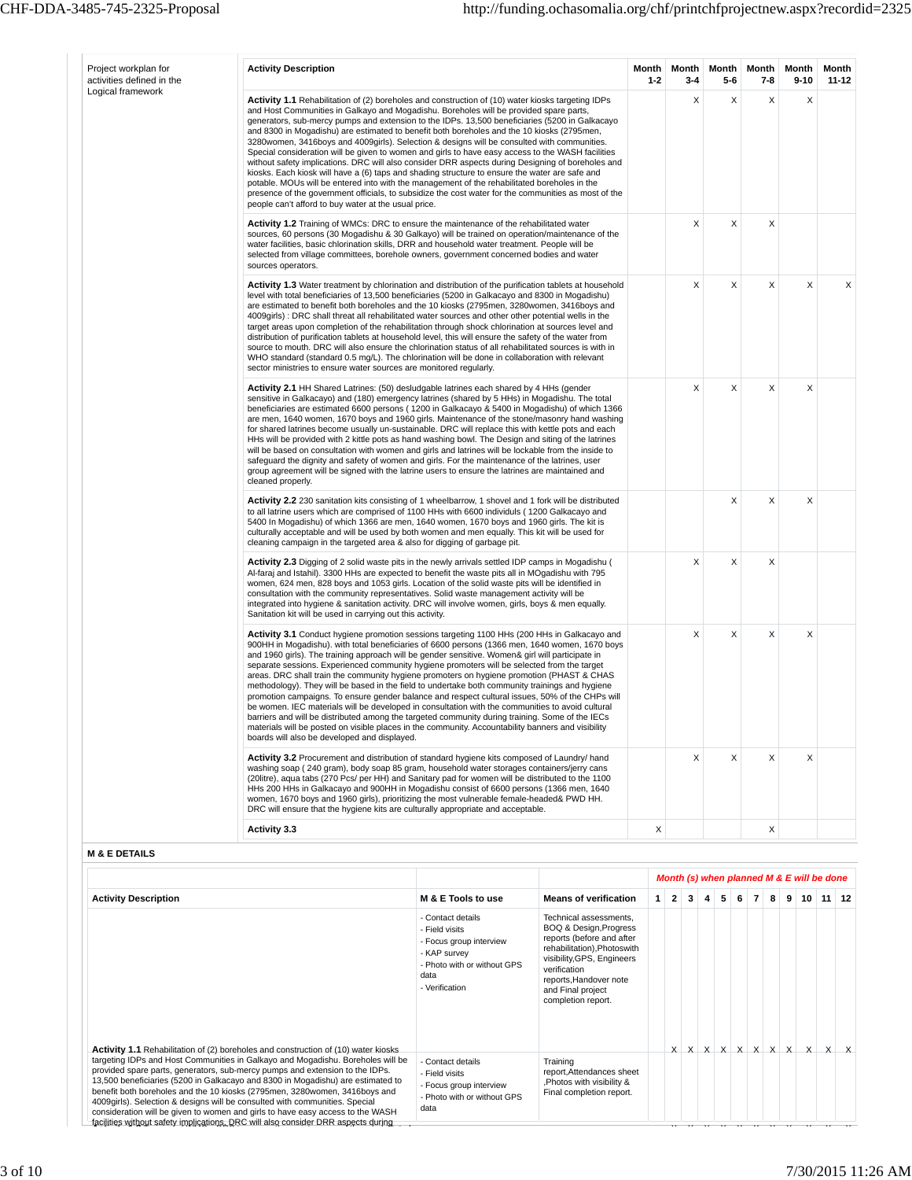| Project workplan for activities defined in the Logical framework | Activity Description | Month 1-2 | Month 3-4 | Month 5-6 | Month 7-8 | Month 9-10 | Month 11-12 |
|---|---|---|---|---|---|---|---|
| | **Activity 1.1** Rehabilitation of (2) boreholes and construction of (10) water kiosks targeting IDPs and Host Communities in Galkayo and Mogadishu. Boreholes will be provided spare parts, generators, sub-mercy pumps and extension to the IDPs. 13,500 beneficiaries (5200 in Galkacayo and 8300 in Mogadishu) are estimated to benefit both boreholes and the 10 kiosks (2795men, 3280women, 3416boys and 4009girls). Selection & designs will be consulted with communities. Special consideration will be given to women and girls to have easy access to the WASH facilities without safety implications. DRC will also consider DRR aspects during Designing of boreholes and kiosks. Each kiosk will have a (6) taps and shading structure to ensure the water are safe and potable. MOUs will be entered into with the management of the rehabilitated boreholes in the presence of the government officials, to subsidize the cost water for the communities as most of the people can't afford to buy water at the usual price. | | X | X | X | X | |
| | **Activity 1.2** Training of WMCs: DRC to ensure the maintenance of the rehabilitated water sources, 60 persons (30 Mogadishu & 30 Galkayo) will be trained on operation/maintenance of the water facilities, basic chlorination skills, DRR and household water treatment. People will be selected from village committees, borehole owners, government concerned bodies and water sources operators. | | X | X | X | | |
| | **Activity 1.3** Water treatment by chlorination and distribution of the purification tablets at household level with total beneficiaries of 13,500 beneficiaries (5200 in Galkacayo and 8300 in Mogadishu) are estimated to benefit both boreholes and the 10 kiosks (2795men, 3280women, 3416boys and 4009girls) : DRC shall threat all rehabilitated water sources and other other potential wells in the target areas upon completion of the rehabilitation through shock chlorination at sources level and distribution of purification tablets at household level, this will ensure the safety of the water from source to mouth. DRC will also ensure the chlorination status of all rehabilitated sources is with in WHO standard (standard 0.5 mg/L). The chlorination will be done in collaboration with relevant sector ministries to ensure water sources are monitored regularly. | | X | X | X | X | X |
| | **Activity 2.1** HH Shared Latrines: (50) desludgable latrines each shared by 4 HHs (gender sensitive in Galkacayo) and (180) emergency latrines (shared by 5 HHs) in Mogadishu. The total beneficiaries are estimated 6600 persons ( 1200 in Galkacayo & 5400 in Mogadishu) of which 1366 are men, 1640 women, 1670 boys and 1960 girls. Maintenance of the stone/masonry hand washing for shared latrines become usually un-sustainable. DRC will replace this with kettle pots and each HHs will be provided with 2 kittle pots as hand washing bowl. The Design and siting of the latrines will be based on consultation with women and girls and latrines will be lockable from the inside to safeguard the dignity and safety of women and girls. For the maintenance of the latrines, user group agreement will be signed with the latrine users to ensure the latrines are maintained and cleaned properly. | | X | X | X | X | |
| | **Activity 2.2** 230 sanitation kits consisting of 1 wheelbarrow, 1 shovel and 1 fork will be distributed to all latrine users which are comprised of 1100 HHs with 6600 individuls ( 1200 Galkacayo and 5400 In Mogadishu) of which 1366 are men, 1640 women, 1670 boys and 1960 girls. The kit is culturally acceptable and will be used by both women and men equally. This kit will be used for cleaning campaign in the targeted area & also for digging of garbage pit. | | | X | X | X | |
| | **Activity 2.3** Digging of 2 solid waste pits in the newly arrivals settled IDP camps in Mogadishu ( Al-faraj and Istahil). 3300 HHs are expected to benefit the waste pits all in MOgadishu with 795 women, 624 men, 828 boys and 1053 girls. Location of the solid waste pits will be identified in consultation with the community representatives. Solid waste management activity will be integrated into hygiene & sanitation activity. DRC will involve women, girls, boys & men equally. Sanitation kit will be used in carrying out this activity. | | X | X | X | | |
| | **Activity 3.1** Conduct hygiene promotion sessions targeting 1100 HHs (200 HHs in Galkacayo and 900HH in Mogadishu). with total beneficiaries of 6600 persons (1366 men, 1640 women, 1670 boys and 1960 girls). The training approach will be gender sensitive. Women& girl will participate in separate sessions. Experienced community hygiene promoters will be selected from the target areas. DRC shall train the community hygiene promoters on hygiene promotion (PHAST & CHAS methodology). They will be based in the field to undertake both community trainings and hygiene promotion campaigns. To ensure gender balance and respect cultural issues, 50% of the CHPs will be women. IEC materials will be developed in consultation with the communities to avoid cultural barriers and will be distributed among the targeted community during training. Some of the IECs materials will be posted on visible places in the community. Accountability banners and visibility boards will also be developed and displayed. | | X | X | X | X | |
| | **Activity 3.2** Procurement and distribution of standard hygiene kits composed of Laundry/ hand washing soap ( 240 gram), body soap 85 gram, household water storages containers/jerry cans (20litre), aqua tabs (270 Pcs/ per HH) and Sanitary pad for women will be distributed to the 1100 HHs 200 HHs in Galkacayo and 900HH in Mogadishu consist of 6600 persons (1366 men, 1640 women, 1670 boys and 1960 girls), prioritizing the most vulnerable female-headed& PWD HH. DRC will ensure that the hygiene kits are culturally appropriate and acceptable. | | X | X | X | X | |
| | **Activity 3.3** | X | | | X | | |

**M & E DETAILS**

| Activity Description | M & E Tools to use | Means of verification | 1 | 2 | 3 | 4 | 5 | 6 | 7 | 8 | 9 | 10 | 11 | 12 |
|---|---|---|---|---|---|---|---|---|---|---|---|---|---|---|
| | | | *Month (s) when planned M & E will be done* | | | | | | | | | | | |
| **Activity 1.1** Rehabilitation of (2) boreholes and construction of (10) water kiosks targeting IDPs and Host Communities in Galkayo and Mogadishu. Boreholes will be provided spare parts, generators, sub-mercy pumps and extension to the IDPs. 13,500 beneficiaries (5200 in Galkacayo and 8300 in Mogadishu) are estimated to benefit both boreholes and the 10 kiosks (2795men, 3280women, 3416boys and 4009girls). Selection & designs will be consulted with communities. Special consideration will be given to women and girls to have easy access to the WASH facilities without safety implications. DRC will also consider DRR aspects during | - Contact details<br>- Field visits<br>- Focus group interview<br>- KAP survey<br>- Photo with or without GPS data<br>- Verification | Technical assessments, BOQ & Design,Progress reports (before and after rehabilitation),Photoswith visibility,GPS, Engineers verification reports,Handover note and Final project completion report. | | X | X | X | X | X | X | X | X | X | X | X |
| | - Contact details<br>- Field visits<br>- Focus group interview<br>- Photo with or without GPS data | Training report,Attendances sheet ,Photos with visibility & Final completion report. | | | | | | | | | | | | |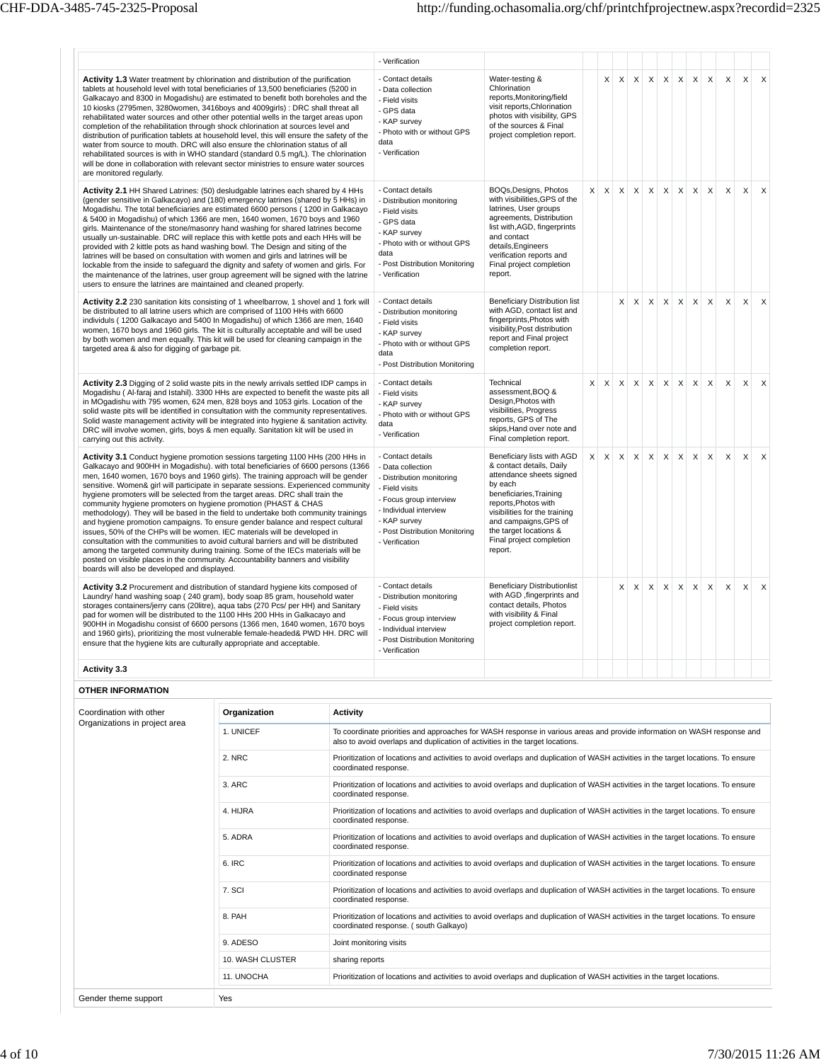| | | | | | | | | | | | | | | |
|---|---|---|---|---|---|---|---|---|---|---|---|---|---|---|
| | - Verification | | | | | | | | | | | | | |
| **Activity 1.3** Water treatment by chlorination and distribution of the purification tablets at household level with total beneficiaries of 13,500 beneficiaries (5200 in Galkacayo and 8300 in Mogadishu) are estimated to benefit both boreholes and the 10 kiosks (2795men, 3280women, 3416boys and 4009girls) : DRC shall threat all rehabilitated water sources and other potential wells in the target areas upon completion of the rehabilitation through shock chlorination at sources level and distribution of purification tablets at household level, this will ensure the safety of the water from source to mouth. DRC will also ensure the chlorination status of all rehabilitated sources is with in WHO standard (standard 0.5 mg/L). The chlorination will be done in collaboration with relevant sector ministries to ensure water sources are monitored regularly. | - Contact details<br>- Data collection<br>- Field visits<br>- GPS data<br>- KAP survey<br>- Photo with or without GPS data<br>- Verification | Water-testing & Chlorination reports,Monitoring/field visit reports,Chlorination photos with visibility, GPS of the sources & Final project completion report. | | X | X | X | X | X | X | X | X | X | X | X |
| **Activity 2.1** HH Shared Latrines: (50) desludgable latrines each shared by 4 HHs (gender sensitive in Galkacayo) and (180) emergency latrines (shared by 5 HHs) in Mogadishu. The total beneficiaries are estimated 6600 persons ( 1200 in Galkacayo & 5400 in Mogadishu) of which 1366 are men, 1640 women, 1670 boys and 1960 girls. Maintenance of the stone/masonry hand washing for shared latrines become usually un-sustainable. DRC will replace this with kettle pots and each HHs will be provided with 2 kittle pots as hand washing bowl. The Design and siting of the latrines will be based on consultation with women and girls and latrines will be lockable from the inside to safeguard the dignity and safety of women and girls. For the maintenance of the latrines, user group agreement will be signed with the latrine users to ensure the latrines are maintained and cleaned properly. | - Contact details<br>- Distribution monitoring<br>- Field visits<br>- GPS data<br>- KAP survey<br>- Photo with or without GPS data<br>- Post Distribution Monitoring<br>- Verification | BOQs,Designs, Photos with visibilities,GPS of the latrines, User groups agreements, Distribution list with,AGD, fingerprints and contact details,Engineers verification reports and Final project completion report. | X | X | X | X | X | X | X | X | X | X | X | X |
| **Activity 2.2** 230 sanitation kits consisting of 1 wheelbarrow, 1 shovel and 1 fork will be distributed to all latrine users which are comprised of 1100 HHs with 6600 individuls ( 1200 Galkacayo and 5400 In Mogadishu) of which 1366 are men, 1640 women, 1670 boys and 1960 girls. The kit is culturally acceptable and will be used by both women and men equally. This kit will be used for cleaning campaign in the targeted area & also for digging of garbage pit. | - Contact details<br>- Distribution monitoring<br>- Field visits<br>- KAP survey<br>- Photo with or without GPS data<br>- Post Distribution Monitoring | Beneficiary Distribution list with AGD, contact list and fingerprints,Photos with visibility,Post distribution report and Final project completion report. | | | X | X | X | X | X | X | X | X | X | X |
| **Activity 2.3** Digging of 2 solid waste pits in the newly arrivals settled IDP camps in Mogadishu ( Al-faraj and Istahil). 3300 HHs are expected to benefit the waste pits all in MOgadishu with 795 women, 624 men, 828 boys and 1053 girls. Location of the solid waste pits will be identified in consultation with the community representatives. Solid waste management activity will be integrated into hygiene & sanitation activity. DRC will involve women, girls, boys & men equally. Sanitation kit will be used in carrying out this activity. | - Contact details<br>- Field visits<br>- KAP survey<br>- Photo with or without GPS data<br>- Verification | Technical assessment,BOQ & Design,Photos with visibilities, Progress reports, GPS of The skips,Hand over note and Final completion report. | X | X | X | X | X | X | X | X | X | X | X | X |
| **Activity 3.1** Conduct hygiene promotion sessions targeting 1100 HHs (200 HHs in Galkacayo and 900HH in Mogadishu). with total beneficiaries of 6600 persons (1366 men, 1640 women, 1670 boys and 1960 girls). The training approach will be gender sensitive. Women& girl will participate in separate sessions. Experienced community hygiene promoters will be selected from the target areas. DRC shall train the community hygiene promoters on hygiene promotion (PHAST & CHAS methodology). They will be based in the field to undertake both community trainings and hygiene promotion campaigns. To ensure gender balance and respect cultural issues, 50% of the CHPs will be women. IEC materials will be developed in consultation with the communities to avoid cultural barriers and will be distributed among the targeted community during training. Some of the IECs materials will be posted on visible places in the community. Accountability banners and visibility boards will also be developed and displayed. | - Contact details<br>- Data collection<br>- Distribution monitoring<br>- Field visits<br>- Focus group interview<br>- Individual interview<br>- KAP survey<br>- Post Distribution Monitoring<br>- Verification | Beneficiary lists with AGD & contact details, Daily attendance sheets signed by each beneficiaries,Training reports,Photos with visibilities for the training and campaigns,GPS of the target locations & Final project completion report. | X | X | X | X | X | X | X | X | X | X | X | X |
| **Activity 3.2** Procurement and distribution of standard hygiene kits composed of Laundry/ hand washing soap ( 240 gram), body soap 85 gram, household water storages containers/jerry cans (20litre), aqua tabs (270 Pcs/ per HH) and Sanitary pad for women will be distributed to the 1100 HHs 200 HHs in Galkacayo and 900HH in Mogadishu consist of 6600 persons (1366 men, 1640 women, 1670 boys and 1960 girls), prioritizing the most vulnerable female-headed& PWD HH. DRC will ensure that the hygiene kits are culturally appropriate and acceptable. | - Contact details<br>- Distribution monitoring<br>- Field visits<br>- Focus group interview<br>- Individual interview<br>- Post Distribution Monitoring<br>- Verification | Beneficiary Distributionlist with AGD ,fingerprints and contact details, Photos with visibility & Final project completion report. | | | X | X | X | X | X | X | X | X | X | X |
| **Activity 3.3** | | | | | | | | | | | | | | |

**OTHER INFORMATION**

Coordination with other Organizations in project area

| Organization | Activity |
|---|---|
| 1. UNICEF | To coordinate priorities and approaches for WASH response in various areas and provide information on WASH response and also to avoid overlaps and duplication of activities in the target locations. |
| 2. NRC | Prioritization of locations and activities to avoid overlaps and duplication of WASH activities in the target locations. To ensure coordinated response. |
| 3. ARC | Prioritization of locations and activities to avoid overlaps and duplication of WASH activities in the target locations. To ensure coordinated response. |
| 4. HIJRA | Prioritization of locations and activities to avoid overlaps and duplication of WASH activities in the target locations. To ensure coordinated response. |
| 5. ADRA | Prioritization of locations and activities to avoid overlaps and duplication of WASH activities in the target locations. To ensure coordinated response. |
| 6. IRC | Prioritization of locations and activities to avoid overlaps and duplication of WASH activities in the target locations. To ensure coordinated response |
| 7. SCI | Prioritization of locations and activities to avoid overlaps and duplication of WASH activities in the target locations. To ensure coordinated response. |
| 8. PAH | Prioritization of locations and activities to avoid overlaps and duplication of WASH activities in the target locations. To ensure coordinated response. ( south Galkayo) |
| 9. ADESO | Joint monitoring visits |
| 10. WASH CLUSTER | sharing reports |
| 11. UNOCHA | Prioritization of locations and activities to avoid overlaps and duplication of WASH activities in the target locations. |

Gender theme support: Yes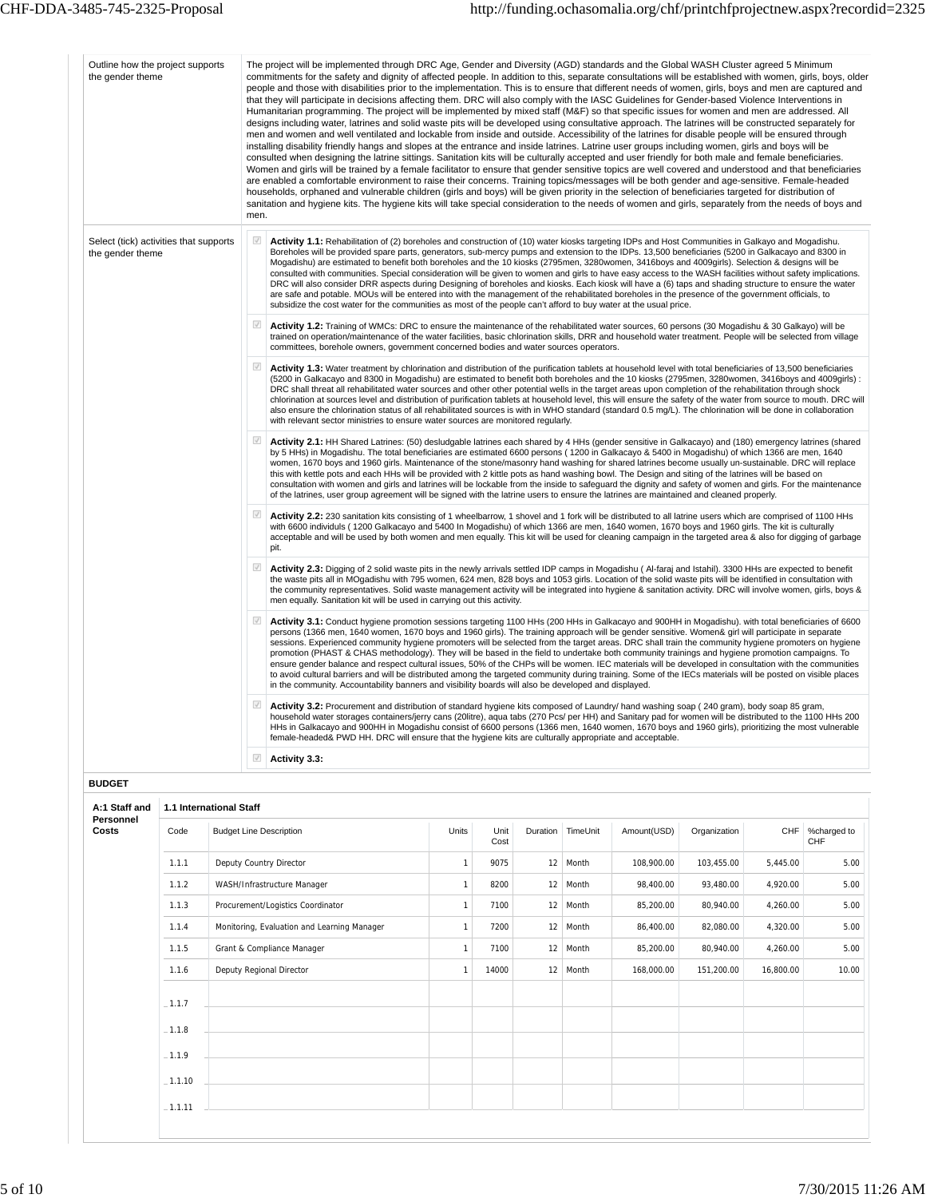| | |
|---|---|
| Outline how the project supports the gender theme | The project will be implemented through DRC Age, Gender and Diversity (AGD) standards and the Global WASH Cluster agreed 5 Minimum commitments for the safety and dignity of affected people. In addition to this, separate consultations will be established with women, girls, boys, older people and those with disabilities prior to the implementation. This is to ensure that different needs of women, girls, boys and men are captured and that they will participate in decisions affecting them. DRC will also comply with the IASC Guidelines for Gender-based Violence Interventions in Humanitarian programming. The project will be implemented by mixed staff (M&F) so that specific issues for women and men are addressed. All designs including water, latrines and solid waste pits will be developed using consultative approach. The latrines will be constructed separately for men and women and well ventilated and lockable from inside and outside. Accessibility of the latrines for disable people will be ensured through installing disability friendly hangs and slopes at the entrance and inside latrines. Latrine user groups including women, girls and boys will be consulted when designing the latrine sittings. Sanitation kits will be culturally accepted and user friendly for both male and female beneficiaries. Women and girls will be trained by a female facilitator to ensure that gender sensitive topics are well covered and understood and that beneficiaries are enabled a comfortable environment to raise their concerns. Training topics/messages will be both gender and age-sensitive. Female-headed households, orphaned and vulnerable children (girls and boys) will be given priority in the selection of beneficiaries targeted for distribution of sanitation and hygiene kits. The hygiene kits will take special consideration to the needs of women and girls, separately from the needs of boys and men. |

Select (tick) activities that supports the gender theme

| | |
|---|---|
| ☑ | **Activity 1.1:** Rehabilitation of (2) boreholes and construction of (10) water kiosks targeting IDPs and Host Communities in Galkayo and Mogadishu. Boreholes will be provided spare parts, generators, sub-mercy pumps and extension to the IDPs. 13,500 beneficiaries (5200 in Galkacayo and 8300 in Mogadishu) are estimated to benefit both boreholes and the 10 kiosks (2795men, 3280women, 3416boys and 4009girls). Selection & designs will be consulted with communities. Special consideration will be given to women and girls to have easy access to the WASH facilities without safety implications. DRC will also consider DRR aspects during Designing of boreholes and kiosks. Each kiosk will have a (6) taps and shading structure to ensure the water are safe and potable. MOUs will be entered into with the management of the rehabilitated boreholes in the presence of the government officials, to subsidize the cost water for the communities as most of the people can't afford to buy water at the usual price. |
| ☑ | **Activity 1.2:** Training of WMCs: DRC to ensure the maintenance of the rehabilitated water sources, 60 persons (30 Mogadishu & 30 Galkayo) will be trained on operation/maintenance of the water facilities, basic chlorination skills, DRR and household water treatment. People will be selected from village committees, borehole owners, government concerned bodies and water sources operators. |
| ☑ | **Activity 1.3:** Water treatment by chlorination and distribution of the purification tablets at household level with total beneficiaries of 13,500 beneficiaries (5200 in Galkacayo and 8300 in Mogadishu) are estimated to benefit both boreholes and the 10 kiosks (2795men, 3280women, 3416boys and 4009girls) : DRC shall threat all rehabilitated water sources and other other potential wells in the target areas upon completion of the rehabilitation through shock chlorination at sources level and distribution of purification tablets at household level, this will ensure the safety of the water from source to mouth. DRC will also ensure the chlorination status of all rehabilitated sources is with in WHO standard (standard 0.5 mg/L). The chlorination will be done in collaboration with relevant sector ministries to ensure water sources are monitored regularly. |
| ☑ | **Activity 2.1:** HH Shared Latrines: (50) desludgable latrines each shared by 4 HHs (gender sensitive in Galkacayo) and (180) emergency latrines (shared by 5 HHs) in Mogadishu. The total beneficiaries are estimated 6600 persons ( 1200 in Galkacayo & 5400 in Mogadishu) of which 1366 are men, 1640 women, 1670 boys and 1960 girls. Maintenance of the stone/masonry hand washing for shared latrines become usually un-sustainable. DRC will replace this with kettle pots and each HHs will be provided with 2 kittle pots as hand washing bowl. The Design and siting of the latrines will be based on consultation with women and girls and latrines will be lockable from the inside to safeguard the dignity and safety of women and girls. For the maintenance of the latrines, user group agreement will be signed with the latrine users to ensure the latrines are maintained and cleaned properly. |
| ☑ | **Activity 2.2:** 230 sanitation kits consisting of 1 wheelbarrow, 1 shovel and 1 fork will be distributed to all latrine users which are comprised of 1100 HHs with 6600 individuls ( 1200 Galkacayo and 5400 In Mogadishu) of which 1366 are men, 1640 women, 1670 boys and 1960 girls. The kit is culturally acceptable and will be used by both women and men equally. This kit will be used for cleaning campaign in the targeted area & also for digging of garbage pit. |
| ☑ | **Activity 2.3:** Digging of 2 solid waste pits in the newly arrivals settled IDP camps in Mogadishu ( Al-faraj and Istahil). 3300 HHs are expected to benefit the waste pits all in MOgadishu with 795 women, 624 men, 828 boys and 1053 girls. Location of the solid waste pits will be identified in consultation with the community representatives. Solid waste management activity will be integrated into hygiene & sanitation activity. DRC will involve women, girls, boys & men equally. Sanitation kit will be used in carrying out this activity. |
| ☑ | **Activity 3.1:** Conduct hygiene promotion sessions targeting 1100 HHs (200 HHs in Galkacayo and 900HH in Mogadishu). with total beneficiaries of 6600 persons (1366 men, 1640 women, 1670 boys and 1960 girls). The training approach will be gender sensitive. Women& girl will participate in separate sessions. Experienced community hygiene promoters will be selected from the target areas. DRC shall train the community hygiene promoters on hygiene promotion (PHAST & CHAS methodology). They will be based in the field to undertake both community trainings and hygiene promotion campaigns. To ensure gender balance and respect cultural issues, 50% of the CHPs will be women. IEC materials will be developed in consultation with the communities to avoid cultural barriers and will be distributed among the targeted community during training. Some of the IECs materials will be posted on visible places in the community. Accountability banners and visibility boards will also be developed and displayed. |
| ☑ | **Activity 3.2:** Procurement and distribution of standard hygiene kits composed of Laundry/ hand washing soap ( 240 gram), body soap 85 gram, household water storages containers/jerry cans (20litre), aqua tabs (270 Pcs/ per HH) and Sanitary pad for women will be distributed to the 1100 HHs 200 HHs in Galkacayo and 900HH in Mogadishu consist of 6600 persons (1366 men, 1640 women, 1670 boys and 1960 girls), prioritizing the most vulnerable female-headed& PWD HH. DRC will ensure that the hygiene kits are culturally appropriate and acceptable. |
| ☑ | **Activity 3.3:** |

**BUDGET**

**A:1 Staff and Personnel Costs**

**1.1 International Staff**

| Code | Budget Line Description | Units | Unit Cost | Duration | TimeUnit | Amount(USD) | Organization | CHF | %charged to CHF |
|---|---|---|---|---|---|---|---|---|---|
| 1.1.1 | Deputy Country Director | 1 | 9075 | 12 | Month | 108,900.00 | 103,455.00 | 5,445.00 | 5.00 |
| 1.1.2 | WASH/Infrastructure Manager | 1 | 8200 | 12 | Month | 98,400.00 | 93,480.00 | 4,920.00 | 5.00 |
| 1.1.3 | Procurement/Logistics Coordinator | 1 | 7100 | 12 | Month | 85,200.00 | 80,940.00 | 4,260.00 | 5.00 |
| 1.1.4 | Monitoring, Evaluation and Learning Manager | 1 | 7200 | 12 | Month | 86,400.00 | 82,080.00 | 4,320.00 | 5.00 |
| 1.1.5 | Grant & Compliance Manager | 1 | 7100 | 12 | Month | 85,200.00 | 80,940.00 | 4,260.00 | 5.00 |
| 1.1.6 | Deputy Regional Director | 1 | 14000 | 12 | Month | 168,000.00 | 151,200.00 | 16,800.00 | 10.00 |
| 1.1.7 | | | | | | | | | |
| 1.1.8 | | | | | | | | | |
| 1.1.9 | | | | | | | | | |
| 1.1.10 | | | | | | | | | |
| 1.1.11 | | | | | | | | | |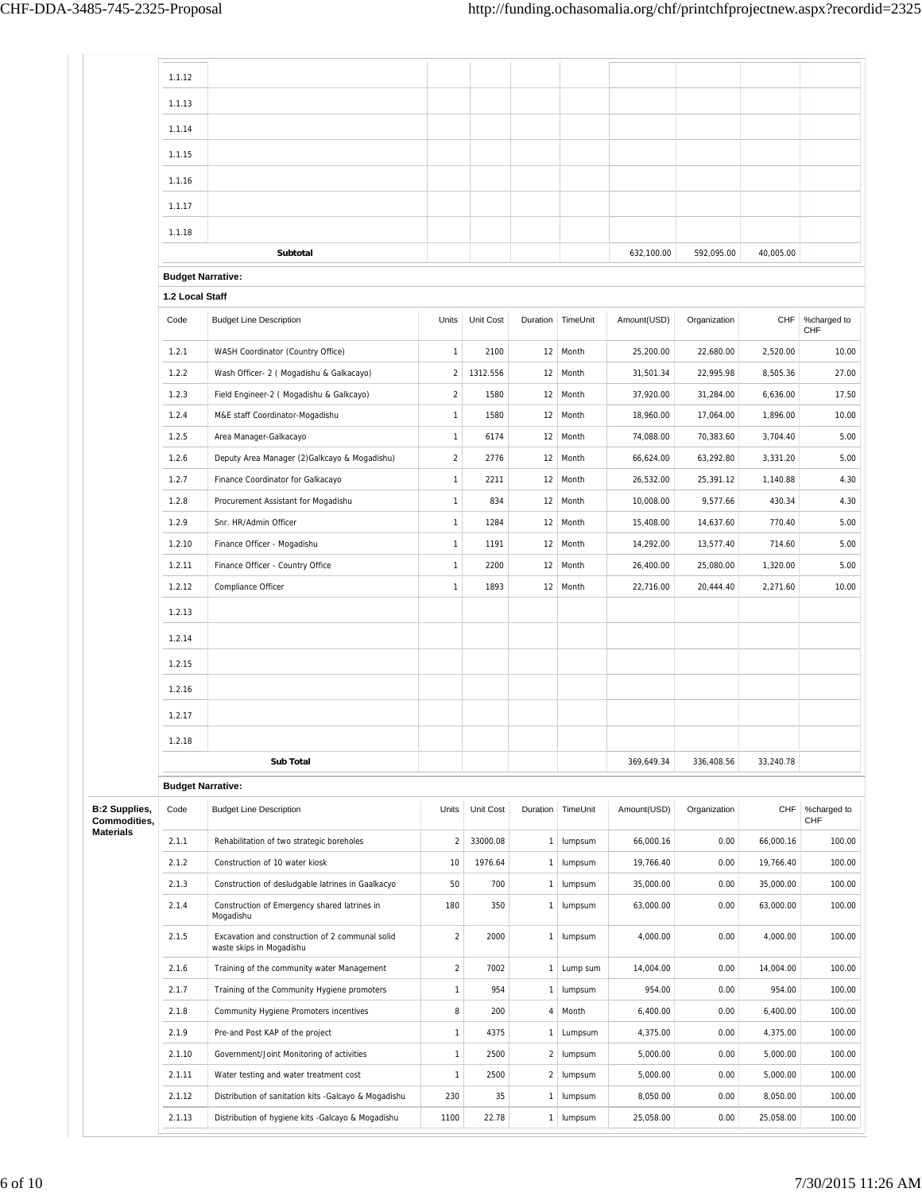| Code | Budget Line Description | Units | Unit Cost | Duration | TimeUnit | Amount(USD) | Organization | CHF | %charged to CHF |
|---|---|---|---|---|---|---|---|---|---|
| 1.1.12 | | | | | | | | | |
| 1.1.13 | | | | | | | | | |
| 1.1.14 | | | | | | | | | |
| 1.1.15 | | | | | | | | | |
| 1.1.16 | | | | | | | | | |
| 1.1.17 | | | | | | | | | |
| 1.1.18 | | | | | | | | | |
| | **Subtotal** | | | | | 632,100.00 | 592,095.00 | 40,005.00 | |

**Budget Narrative:**

**1.2 Local Staff**

| Code | Budget Line Description | Units | Unit Cost | Duration | TimeUnit | Amount(USD) | Organization | CHF | %charged to CHF |
|---|---|---|---|---|---|---|---|---|---|
| 1.2.1 | WASH Coordinator (Country Office) | 1 | 2100 | 12 | Month | 25,200.00 | 22,680.00 | 2,520.00 | 10.00 |
| 1.2.2 | Wash Officer- 2 ( Mogadishu & Galkacayo) | 2 | 1312.556 | 12 | Month | 31,501.34 | 22,995.98 | 8,505.36 | 27.00 |
| 1.2.3 | Field Engineer-2 ( Mogadishu & Galkcayo) | 2 | 1580 | 12 | Month | 37,920.00 | 31,284.00 | 6,636.00 | 17.50 |
| 1.2.4 | M&E staff Coordinator-Mogadishu | 1 | 1580 | 12 | Month | 18,960.00 | 17,064.00 | 1,896.00 | 10.00 |
| 1.2.5 | Area Manager-Galkacayo | 1 | 6174 | 12 | Month | 74,088.00 | 70,383.60 | 3,704.40 | 5.00 |
| 1.2.6 | Deputy Area Manager (2)Galkcayo & Mogadishu) | 2 | 2776 | 12 | Month | 66,624.00 | 63,292.80 | 3,331.20 | 5.00 |
| 1.2.7 | Finance Coordinator for Galkacayo | 1 | 2211 | 12 | Month | 26,532.00 | 25,391.12 | 1,140.88 | 4.30 |
| 1.2.8 | Procurement Assistant for Mogadishu | 1 | 834 | 12 | Month | 10,008.00 | 9,577.66 | 430.34 | 4.30 |
| 1.2.9 | Snr. HR/Admin Officer | 1 | 1284 | 12 | Month | 15,408.00 | 14,637.60 | 770.40 | 5.00 |
| 1.2.10 | Finance Officer - Mogadishu | 1 | 1191 | 12 | Month | 14,292.00 | 13,577.40 | 714.60 | 5.00 |
| 1.2.11 | Finance Officer - Country Office | 1 | 2200 | 12 | Month | 26,400.00 | 25,080.00 | 1,320.00 | 5.00 |
| 1.2.12 | Compliance Officer | 1 | 1893 | 12 | Month | 22,716.00 | 20,444.40 | 2,271.60 | 10.00 |
| 1.2.13 | | | | | | | | | |
| 1.2.14 | | | | | | | | | |
| 1.2.15 | | | | | | | | | |
| 1.2.16 | | | | | | | | | |
| 1.2.17 | | | | | | | | | |
| 1.2.18 | | | | | | | | | |
| | **Sub Total** | | | | | 369,649.34 | 336,408.56 | 33,240.78 | |

**Budget Narrative:**

**B:2 Supplies, Commodities, Materials**

| Code | Budget Line Description | Units | Unit Cost | Duration | TimeUnit | Amount(USD) | Organization | CHF | %charged to CHF |
|---|---|---|---|---|---|---|---|---|---|
| 2.1.1 | Rehabilitation of two strategic boreholes | 2 | 33000.08 | 1 | lumpsum | 66,000.16 | 0.00 | 66,000.16 | 100.00 |
| 2.1.2 | Construction of 10 water kiosk | 10 | 1976.64 | 1 | lumpsum | 19,766.40 | 0.00 | 19,766.40 | 100.00 |
| 2.1.3 | Construction of desludgable latrines in Gaalkacyo | 50 | 700 | 1 | lumpsum | 35,000.00 | 0.00 | 35,000.00 | 100.00 |
| 2.1.4 | Construction of Emergency shared latrines in Mogadishu | 180 | 350 | 1 | lumpsum | 63,000.00 | 0.00 | 63,000.00 | 100.00 |
| 2.1.5 | Excavation and construction of 2 communal solid waste skips in Mogadishu | 2 | 2000 | 1 | lumpsum | 4,000.00 | 0.00 | 4,000.00 | 100.00 |
| 2.1.6 | Training of the community water Management | 2 | 7002 | 1 | Lump sum | 14,004.00 | 0.00 | 14,004.00 | 100.00 |
| 2.1.7 | Training of the Community Hygiene promoters | 1 | 954 | 1 | lumpsum | 954.00 | 0.00 | 954.00 | 100.00 |
| 2.1.8 | Community Hygiene Promoters incentives | 8 | 200 | 4 | Month | 6,400.00 | 0.00 | 6,400.00 | 100.00 |
| 2.1.9 | Pre-and Post KAP of the project | 1 | 4375 | 1 | Lumpsum | 4,375.00 | 0.00 | 4,375.00 | 100.00 |
| 2.1.10 | Government/Joint Monitoring of activities | 1 | 2500 | 2 | lumpsum | 5,000.00 | 0.00 | 5,000.00 | 100.00 |
| 2.1.11 | Water testing and water treatment cost | 1 | 2500 | 2 | lumpsum | 5,000.00 | 0.00 | 5,000.00 | 100.00 |
| 2.1.12 | Distribution of sanitation kits -Galcayo & Mogadishu | 230 | 35 | 1 | lumpsum | 8,050.00 | 0.00 | 8,050.00 | 100.00 |
| 2.1.13 | Distribution of hygiene kits -Galcayo & Mogadishu | 1100 | 22.78 | 1 | lumpsum | 25,058.00 | 0.00 | 25,058.00 | 100.00 |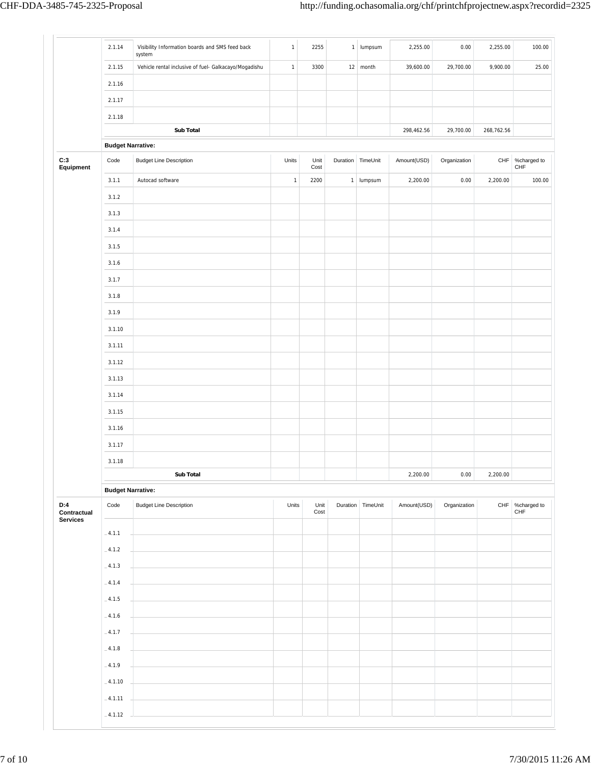| Code | Budget Line Description | Units | Unit Cost | Duration | TimeUnit | Amount(USD) | Organization | CHF | %charged to CHF |
|---|---|---|---|---|---|---|---|---|---|
| 2.1.14 | Visibility Information boards and SMS feed back system | 1 | 2255 | 1 | lumpsum | 2,255.00 | 0.00 | 2,255.00 | 100.00 |
| 2.1.15 | Vehicle rental inclusive of fuel- Galkacayo/Mogadishu | 1 | 3300 | 12 | month | 39,600.00 | 29,700.00 | 9,900.00 | 25.00 |
| 2.1.16 | | | | | | | | | |
| 2.1.17 | | | | | | | | | |
| 2.1.18 | | | | | | | | | |
| | **Sub Total** | | | | | 298,462.56 | 29,700.00 | 268,762.56 | |

**Budget Narrative:**

**C:3 Equipment**

| Code | Budget Line Description | Units | Unit Cost | Duration | TimeUnit | Amount(USD) | Organization | CHF | %charged to CHF |
|---|---|---|---|---|---|---|---|---|---|
| 3.1.1 | Autocad software | 1 | 2200 | 1 | lumpsum | 2,200.00 | 0.00 | 2,200.00 | 100.00 |
| 3.1.2 | | | | | | | | | |
| 3.1.3 | | | | | | | | | |
| 3.1.4 | | | | | | | | | |
| 3.1.5 | | | | | | | | | |
| 3.1.6 | | | | | | | | | |
| 3.1.7 | | | | | | | | | |
| 3.1.8 | | | | | | | | | |
| 3.1.9 | | | | | | | | | |
| 3.1.10 | | | | | | | | | |
| 3.1.11 | | | | | | | | | |
| 3.1.12 | | | | | | | | | |
| 3.1.13 | | | | | | | | | |
| 3.1.14 | | | | | | | | | |
| 3.1.15 | | | | | | | | | |
| 3.1.16 | | | | | | | | | |
| 3.1.17 | | | | | | | | | |
| 3.1.18 | | | | | | | | | |
| | **Sub Total** | | | | | 2,200.00 | 0.00 | 2,200.00 | |

**Budget Narrative:**

**D:4 Contractual Services**

| Code | Budget Line Description | Units | Unit Cost | Duration | TimeUnit | Amount(USD) | Organization | CHF | %charged to CHF |
|---|---|---|---|---|---|---|---|---|---|
| 4.1.1 | | | | | | | | | |
| 4.1.2 | | | | | | | | | |
| 4.1.3 | | | | | | | | | |
| 4.1.4 | | | | | | | | | |
| 4.1.5 | | | | | | | | | |
| 4.1.6 | | | | | | | | | |
| 4.1.7 | | | | | | | | | |
| 4.1.8 | | | | | | | | | |
| 4.1.9 | | | | | | | | | |
| 4.1.10 | | | | | | | | | |
| 4.1.11 | | | | | | | | | |
| 4.1.12 | | | | | | | | | |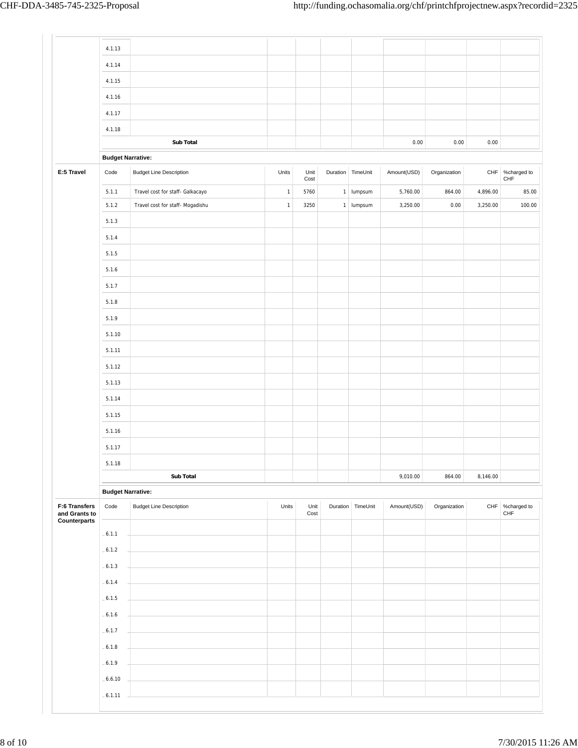| | Code | Budget Line Description | Units | Unit Cost | Duration | TimeUnit | Amount(USD) | Organization | CHF | %charged to CHF |
|---|---|---|---|---|---|---|---|---|---|---|
| | 4.1.13 | | | | | | | | | |
| | 4.1.14 | | | | | | | | | |
| | 4.1.15 | | | | | | | | | |
| | 4.1.16 | | | | | | | | | |
| | 4.1.17 | | | | | | | | | |
| | 4.1.18 | | | | | | | | | |
| | | **Sub Total** | | | | | 0.00 | 0.00 | 0.00 | |

**Budget Narrative:**

| E:5 Travel | Code | Budget Line Description | Units | Unit Cost | Duration | TimeUnit | Amount(USD) | Organization | CHF | %charged to CHF |
|---|---|---|---|---|---|---|---|---|---|---|
| | 5.1.1 | Travel cost for staff- Galkacayo | 1 | 5760 | 1 | lumpsum | 5,760.00 | 864.00 | 4,896.00 | 85.00 |
| | 5.1.2 | Travel cost for staff- Mogadishu | 1 | 3250 | 1 | lumpsum | 3,250.00 | 0.00 | 3,250.00 | 100.00 |
| | 5.1.3 | | | | | | | | | |
| | 5.1.4 | | | | | | | | | |
| | 5.1.5 | | | | | | | | | |
| | 5.1.6 | | | | | | | | | |
| | 5.1.7 | | | | | | | | | |
| | 5.1.8 | | | | | | | | | |
| | 5.1.9 | | | | | | | | | |
| | 5.1.10 | | | | | | | | | |
| | 5.1.11 | | | | | | | | | |
| | 5.1.12 | | | | | | | | | |
| | 5.1.13 | | | | | | | | | |
| | 5.1.14 | | | | | | | | | |
| | 5.1.15 | | | | | | | | | |
| | 5.1.16 | | | | | | | | | |
| | 5.1.17 | | | | | | | | | |
| | 5.1.18 | | | | | | | | | |
| | | **Sub Total** | | | | | 9,010.00 | 864.00 | 8,146.00 | |

**Budget Narrative:**

| F:6 Transfers and Grants to Counterparts | Code | Budget Line Description | Units | Unit Cost | Duration | TimeUnit | Amount(USD) | Organization | CHF | %charged to CHF |
|---|---|---|---|---|---|---|---|---|---|---|
| | 6.1.1 | | | | | | | | | |
| | 6.1.2 | | | | | | | | | |
| | 6.1.3 | | | | | | | | | |
| | 6.1.4 | | | | | | | | | |
| | 6.1.5 | | | | | | | | | |
| | 6.1.6 | | | | | | | | | |
| | 6.1.7 | | | | | | | | | |
| | 6.1.8 | | | | | | | | | |
| | 6.1.9 | | | | | | | | | |
| | 6.6.10 | | | | | | | | | |
| | 6.1.11 | | | | | | | | | |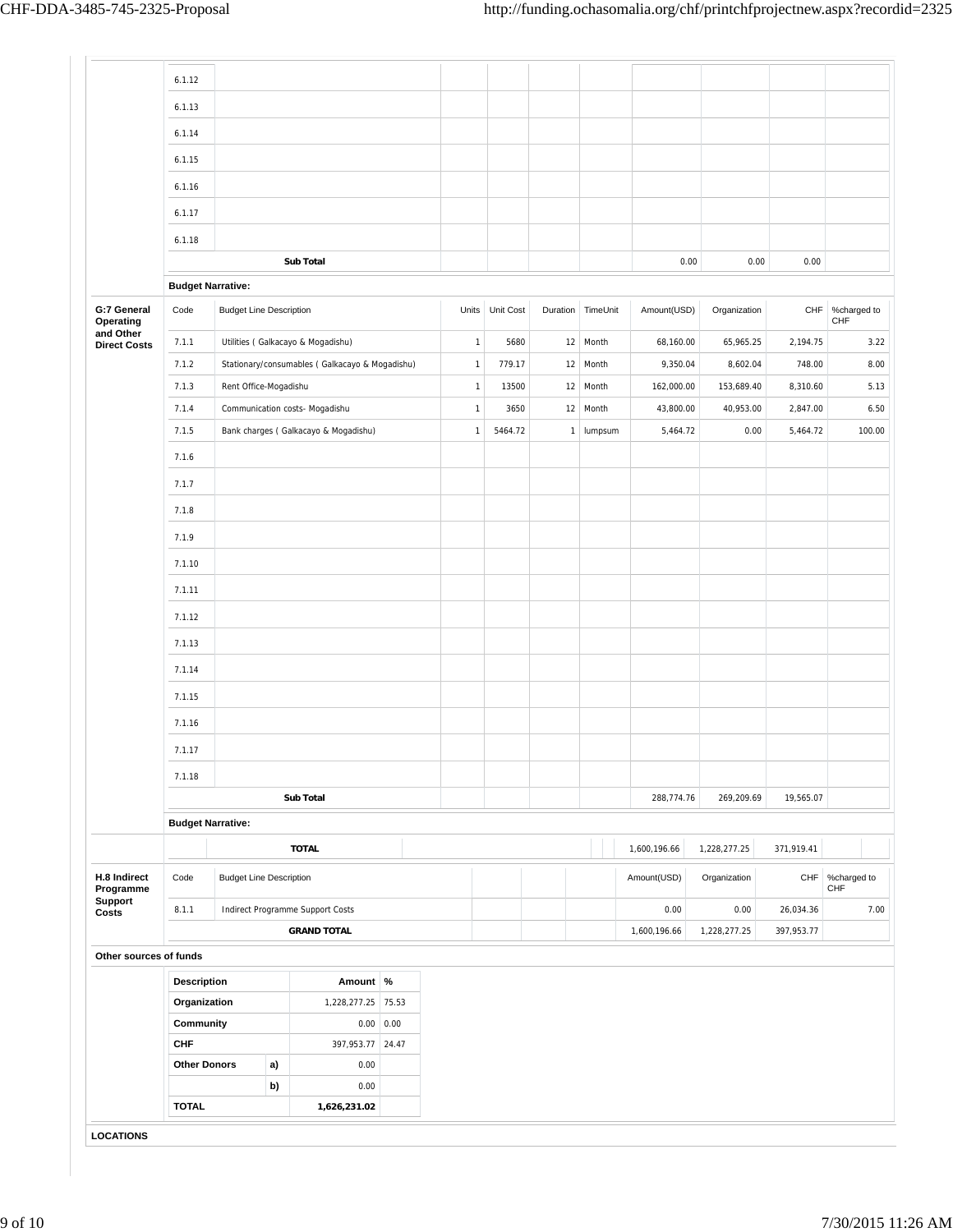| | Code | Budget Line Description | Units | Unit Cost | Duration | TimeUnit | Amount(USD) | Organization | CHF | %charged to CHF |
|---|---|---|---|---|---|---|---|---|---|---|
| | 6.1.12 | | | | | | | | | |
| | 6.1.13 | | | | | | | | | |
| | 6.1.14 | | | | | | | | | |
| | 6.1.15 | | | | | | | | | |
| | 6.1.16 | | | | | | | | | |
| | 6.1.17 | | | | | | | | | |
| | 6.1.18 | | | | | | | | | |
| | | **Sub Total** | | | | | 0.00 | 0.00 | 0.00 | |
| | **Budget Narrative:** | | | | | | | | | |

| | Code | Budget Line Description | Units | Unit Cost | Duration | TimeUnit | Amount(USD) | Organization | CHF | %charged to CHF |
|---|---|---|---|---|---|---|---|---|---|---|
| **G:7 General Operating and Other Direct Costs** | 7.1.1 | Utilities ( Galkacayo & Mogadishu) | 1 | 5680 | 12 | Month | 68,160.00 | 65,965.25 | 2,194.75 | 3.22 |
| | 7.1.2 | Stationary/consumables ( Galkacayo & Mogadishu) | 1 | 779.17 | 12 | Month | 9,350.04 | 8,602.04 | 748.00 | 8.00 |
| | 7.1.3 | Rent Office-Mogadishu | 1 | 13500 | 12 | Month | 162,000.00 | 153,689.40 | 8,310.60 | 5.13 |
| | 7.1.4 | Communication costs- Mogadishu | 1 | 3650 | 12 | Month | 43,800.00 | 40,953.00 | 2,847.00 | 6.50 |
| | 7.1.5 | Bank charges ( Galkacayo & Mogadishu) | 1 | 5464.72 | 1 | lumpsum | 5,464.72 | 0.00 | 5,464.72 | 100.00 |
| | 7.1.6 | | | | | | | | | |
| | 7.1.7 | | | | | | | | | |
| | 7.1.8 | | | | | | | | | |
| | 7.1.9 | | | | | | | | | |
| | 7.1.10 | | | | | | | | | |
| | 7.1.11 | | | | | | | | | |
| | 7.1.12 | | | | | | | | | |
| | 7.1.13 | | | | | | | | | |
| | 7.1.14 | | | | | | | | | |
| | 7.1.15 | | | | | | | | | |
| | 7.1.16 | | | | | | | | | |
| | 7.1.17 | | | | | | | | | |
| | 7.1.18 | | | | | | | | | |
| | | **Sub Total** | | | | | 288,774.76 | 269,209.69 | 19,565.07 | |
| | **Budget Narrative:** | | | | | | | | | |
| | | **TOTAL** | | | | | 1,600,196.66 | 1,228,277.25 | 371,919.41 | |

| | Code | Budget Line Description | Amount(USD) | Organization | CHF | %charged to CHF |
|---|---|---|---|---|---|---|
| **H.8 Indirect Programme Support Costs** | 8.1.1 | Indirect Programme Support Costs | 0.00 | 0.00 | 26,034.36 | 7.00 |
| | | **GRAND TOTAL** | 1,600,196.66 | 1,228,277.25 | 397,953.77 | |

**Other sources of funds**

| **Description** | | **Amount** | **%** |
|---|---|---|---|
| **Organization** | | 1,228,277.25 | 75.53 |
| **Community** | | 0.00 | 0.00 |
| **CHF** | | 397,953.77 | 24.47 |
| **Other Donors** | **a)** | 0.00 | |
| | **b)** | 0.00 | |
| **TOTAL** | | **1,626,231.02** | |

**LOCATIONS**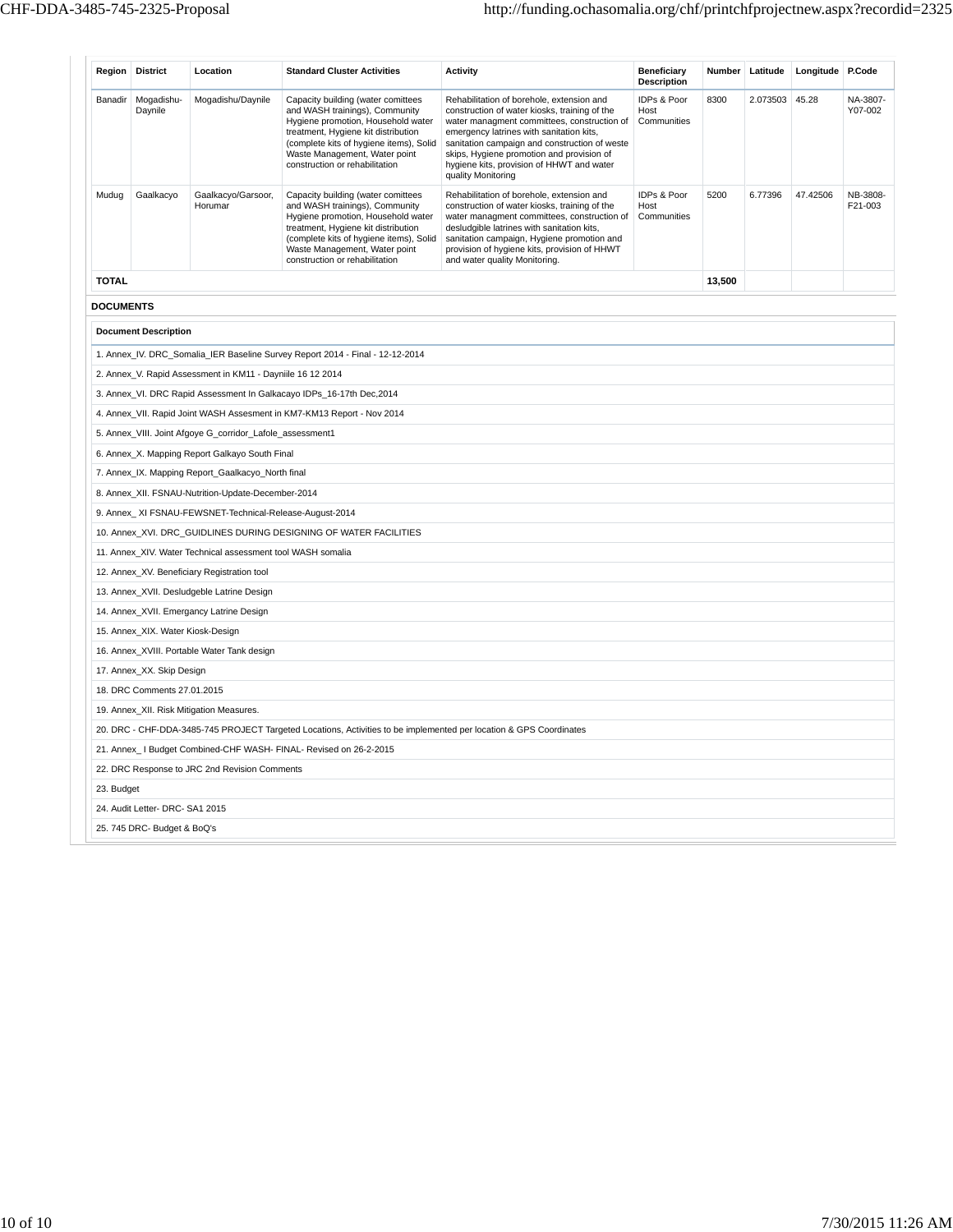| Region | District | Location | Standard Cluster Activities | Activity | Beneficiary Description | Number | Latitude | Longitude | P.Code |
|---|---|---|---|---|---|---|---|---|---|
| Banadir | Mogadishu-Daynile | Mogadishu/Daynile | Capacity building (water comittees and WASH trainings), Community Hygiene promotion, Household water treatment, Hygiene kit distribution (complete kits of hygiene items), Solid Waste Management, Water point construction or rehabilitation | Rehabilitation of borehole, extension and construction of water kiosks, training of the water managment committees, construction of emergency latrines with sanitation kits, sanitation campaign and construction of weste skips, Hygiene promotion and provision of hygiene kits, provision of HHWT and water quality Monitoring | IDPs & Poor Host Communities | 8300 | 2.073503 | 45.28 | NA-3807-Y07-002 |
| Mudug | Gaalkacyo | Gaalkacyo/Garsoor, Horumar | Capacity building (water comittees and WASH trainings), Community Hygiene promotion, Household water treatment, Hygiene kit distribution (complete kits of hygiene items), Solid Waste Management, Water point construction or rehabilitation | Rehabilitation of borehole, extension and construction of water kiosks, training of the water managment committees, construction of desludgible latrines with sanitation kits, sanitation campaign, Hygiene promotion and provision of hygiene kits, provision of HHWT and water quality Monitoring. | IDPs & Poor Host Communities | 5200 | 6.77396 | 47.42506 | NB-3808-F21-003 |
| **TOTAL** | | | | | | **13,500** | | | |

**DOCUMENTS**

| Document Description |
|---|
| 1. Annex_IV. DRC_Somalia_IER Baseline Survey Report 2014 - Final - 12-12-2014 |
| 2. Annex_V. Rapid Assessment in KM11 - Dayniile 16 12 2014 |
| 3. Annex_VI. DRC Rapid Assessment In Galkacayo IDPs_16-17th Dec,2014 |
| 4. Annex_VII. Rapid Joint WASH Assesment in KM7-KM13 Report - Nov 2014 |
| 5. Annex_VIII. Joint Afgoye G_corridor_Lafole_assessment1 |
| 6. Annex_X. Mapping Report Galkayo South Final |
| 7. Annex_IX. Mapping Report_Gaalkacyo_North final |
| 8. Annex_XII. FSNAU-Nutrition-Update-December-2014 |
| 9. Annex_ XI FSNAU-FEWSNET-Technical-Release-August-2014 |
| 10. Annex_XVI. DRC_GUIDLINES DURING DESIGNING OF WATER FACILITIES |
| 11. Annex_XIV. Water Technical assessment tool WASH somalia |
| 12. Annex_XV. Beneficiary Registration tool |
| 13. Annex_XVII. Desludgeble Latrine Design |
| 14. Annex_XVII. Emergancy Latrine Design |
| 15. Annex_XIX. Water Kiosk-Design |
| 16. Annex_XVIII. Portable Water Tank design |
| 17. Annex_XX. Skip Design |
| 18. DRC Comments 27.01.2015 |
| 19. Annex_XII. Risk Mitigation Measures. |
| 20. DRC - CHF-DDA-3485-745 PROJECT Targeted Locations, Activities to be implemented per location & GPS Coordinates |
| 21. Annex_ I Budget Combined-CHF WASH- FINAL- Revised on 26-2-2015 |
| 22. DRC Response to JRC 2nd Revision Comments |
| 23. Budget |
| 24. Audit Letter- DRC- SA1 2015 |
| 25. 745 DRC- Budget & BoQ's |